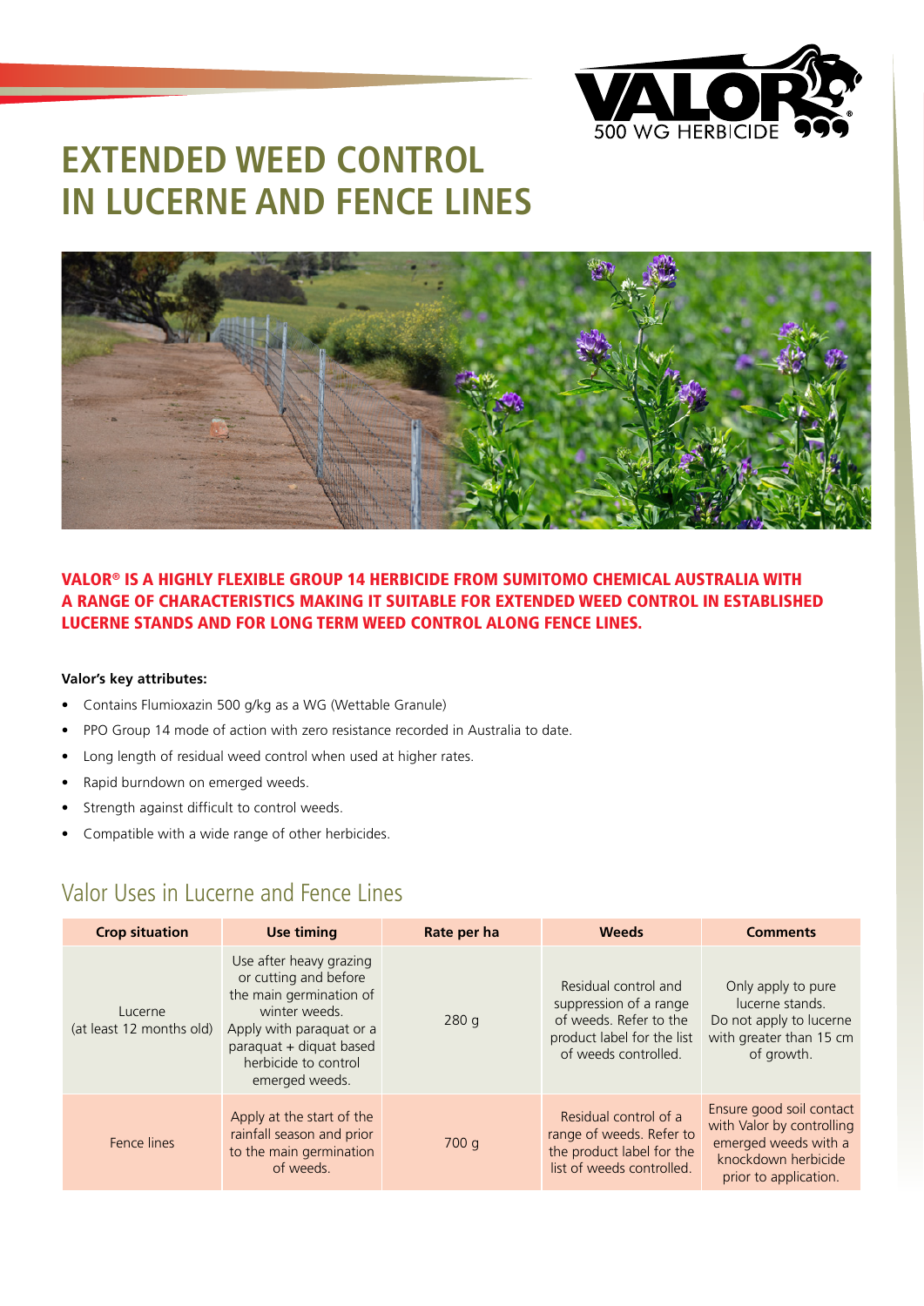# EXTENDED WEED CONTROL IN LUCERNE AND FENCE LINES

**VALOR® IS A HIGHLY FLEXIBLE GROUP 14 HERBICIDE FROM SUMITOMO CHEMICAL AUSTRALIA WITH A RANGE OF CHARACTERISTICS MAKING IT SUITABLE FOR EXTENDED WEED CONTROL IN ESTABLISHED LUCERNE STANDS AND FOR LONG TERM WEED CONTROL ALONG FENCE LINES.**

**Valor's key attributes:**

- Contains Flumioxazin 500 g/kg as a WG (Wettable Granule)
- PPO Group 14 mode of action with zero resistance recorded in Australia to date.
- Long length of residual weed control when used at higher rates.
- Rapid burndown on emerged weeds.
- Strength against difficult to control weeds.
- Compatible with a wide range of other herbicides.

## Valor Uses in Lucerne and Fence Lines

| Crop situation | Use timing | Rate per ha | Weeds | Comments |
| --- | --- | --- | --- | --- |
| Lucerne (at least 12 months old) | Use after heavy grazing or cutting and before the main germination of winter weeds. Apply with paraquat or a paraquat + diquat based herbicide to control emerged weeds. | 280 g | Residual control and suppression of a range of weeds. Refer to the product label for the list of weeds controlled. | Only apply to pure lucerne stands. Do not apply to lucerne with greater than 15 cm of growth. |
| Fence lines | Apply at the start of the rainfall season and prior to the main germination of weeds. | 700 g | Residual control of a range of weeds. Refer to the product label for the list of weeds controlled. | Ensure good soil contact with Valor by controlling emerged weeds with a knockdown herbicide prior to application. |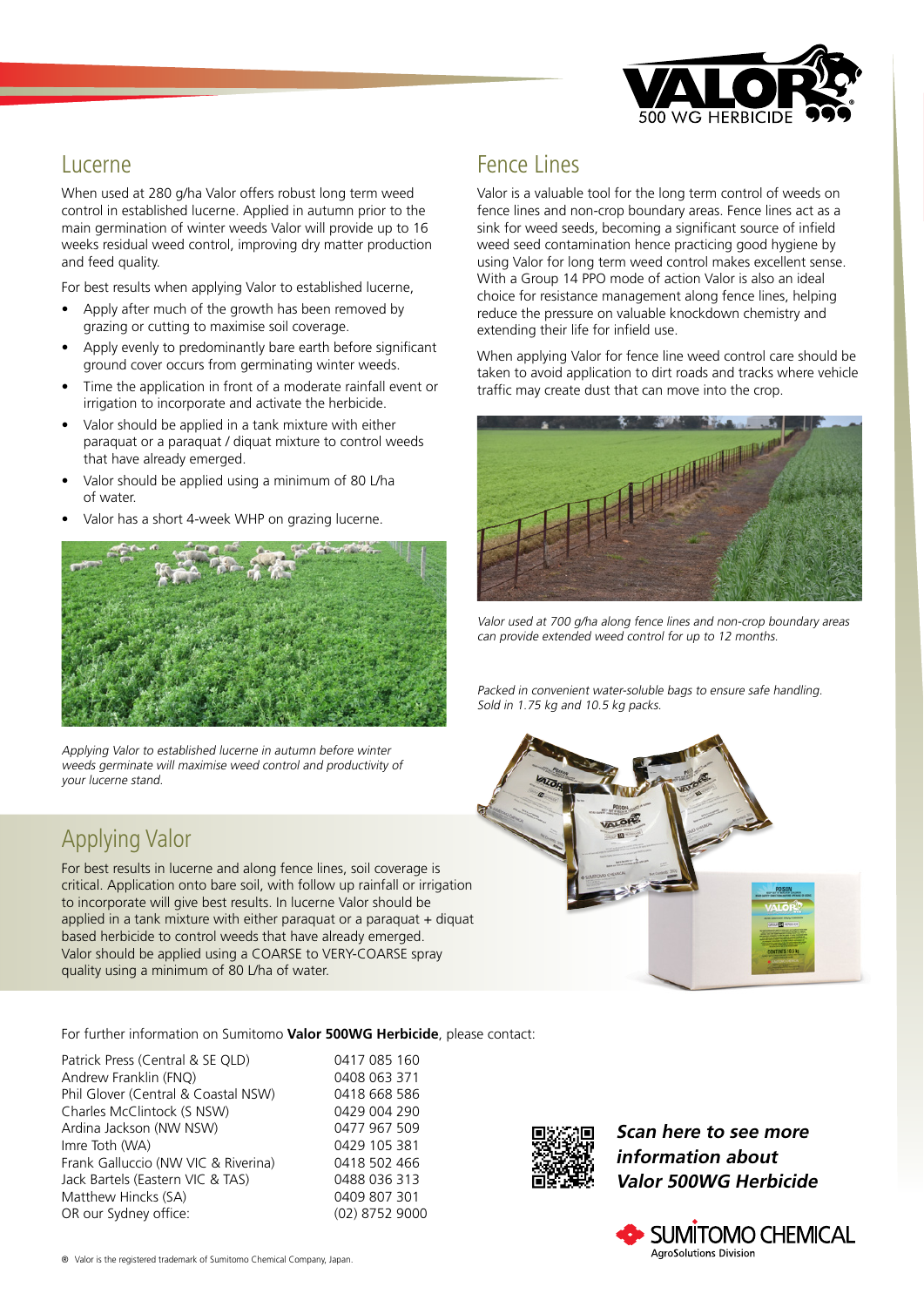## Lucerne

When used at 280 g/ha Valor offers robust long term weed control in established lucerne. Applied in autumn prior to the main germination of winter weeds Valor will provide up to 16 weeks residual weed control, improving dry matter production and feed quality.

For best results when applying Valor to established lucerne,

- Apply after much of the growth has been removed by grazing or cutting to maximise soil coverage.
- Apply evenly to predominantly bare earth before significant ground cover occurs from germinating winter weeds.
- Time the application in front of a moderate rainfall event or irrigation to incorporate and activate the herbicide.
- Valor should be applied in a tank mixture with either paraquat or a paraquat / diquat mixture to control weeds that have already emerged.
- Valor should be applied using a minimum of 80 L/ha of water.
- Valor has a short 4-week WHP on grazing lucerne.

*Applying Valor to established lucerne in autumn before winter weeds germinate will maximise weed control and productivity of your lucerne stand.*

## Fence Lines

Valor is a valuable tool for the long term control of weeds on fence lines and non-crop boundary areas. Fence lines act as a sink for weed seeds, becoming a significant source of infield weed seed contamination hence practicing good hygiene by using Valor for long term weed control makes excellent sense. With a Group 14 PPO mode of action Valor is also an ideal choice for resistance management along fence lines, helping reduce the pressure on valuable knockdown chemistry and extending their life for infield use.

When applying Valor for fence line weed control care should be taken to avoid application to dirt roads and tracks where vehicle traffic may create dust that can move into the crop.

*Valor used at 700 g/ha along fence lines and non-crop boundary areas can provide extended weed control for up to 12 months.*

*Packed in convenient water-soluble bags to ensure safe handling. Sold in 1.75 kg and 10.5 kg packs.*

## Applying Valor

For best results in lucerne and along fence lines, soil coverage is critical. Application onto bare soil, with follow up rainfall or irrigation to incorporate will give best results. In lucerne Valor should be applied in a tank mixture with either paraquat or a paraquat + diquat based herbicide to control weeds that have already emerged. Valor should be applied using a COARSE to VERY-COARSE spray quality using a minimum of 80 L/ha of water.

For further information on Sumitomo **Valor 500WG Herbicide**, please contact:

| | |
|---|---|
| Patrick Press (Central & SE QLD) | 0417 085 160 |
| Andrew Franklin (FNQ) | 0408 063 371 |
| Phil Glover (Central & Coastal NSW) | 0418 668 586 |
| Charles McClintock (S NSW) | 0429 004 290 |
| Ardina Jackson (NW NSW) | 0477 967 509 |
| Imre Toth (WA) | 0429 105 381 |
| Frank Galluccio (NW VIC & Riverina) | 0418 502 466 |
| Jack Bartels (Eastern VIC & TAS) | 0488 036 313 |
| Matthew Hincks (SA) | 0409 807 301 |
| OR our Sydney office: | (02) 8752 9000 |

***Scan here to see more information about Valor 500WG Herbicide***

SUMITOMO CHEMICAL
AgroSolutions Division

® Valor is the registered trademark of Sumitomo Chemical Company, Japan.